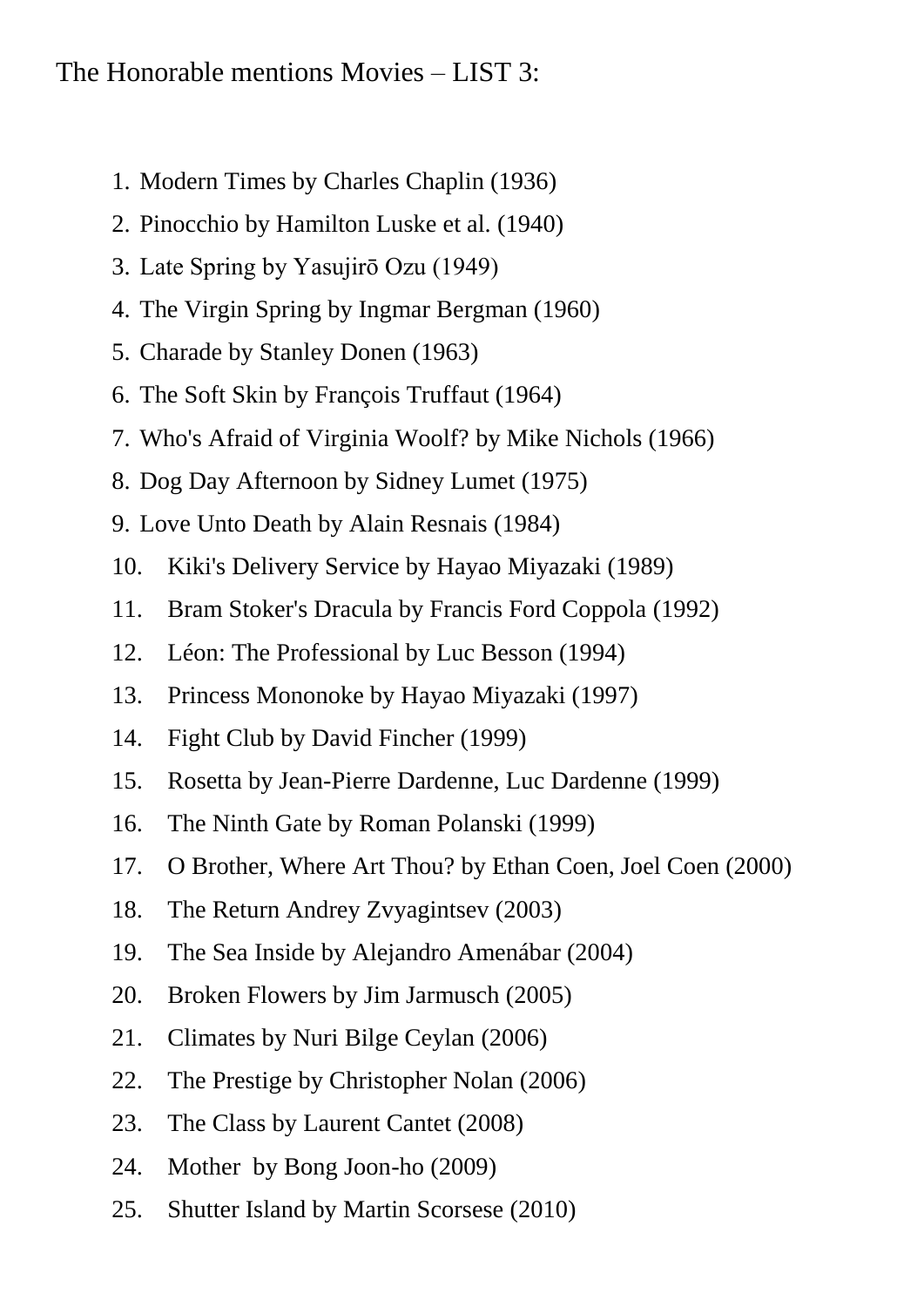The Honorable mentions Movies – LIST 3:

1. Modern Times by Charles Chaplin (1936)
2. Pinocchio by Hamilton Luske et al. (1940)
3. Late Spring by Yasujirō Ozu (1949)
4. The Virgin Spring by Ingmar Bergman (1960)
5. Charade by Stanley Donen (1963)
6. The Soft Skin by François Truffaut (1964)
7. Who's Afraid of Virginia Woolf? by Mike Nichols (1966)
8. Dog Day Afternoon by Sidney Lumet (1975)
9. Love Unto Death by Alain Resnais (1984)
10. Kiki's Delivery Service by Hayao Miyazaki (1989)
11. Bram Stoker's Dracula by Francis Ford Coppola (1992)
12. Léon: The Professional by Luc Besson (1994)
13. Princess Mononoke by Hayao Miyazaki (1997)
14. Fight Club by David Fincher (1999)
15. Rosetta by Jean-Pierre Dardenne, Luc Dardenne (1999)
16. The Ninth Gate by Roman Polanski (1999)
17. O Brother, Where Art Thou? by Ethan Coen, Joel Coen (2000)
18. The Return Andrey Zvyagintsev (2003)
19. The Sea Inside by Alejandro Amenábar (2004)
20. Broken Flowers by Jim Jarmusch (2005)
21. Climates by Nuri Bilge Ceylan (2006)
22. The Prestige by Christopher Nolan (2006)
23. The Class by Laurent Cantet (2008)
24. Mother by Bong Joon-ho (2009)
25. Shutter Island by Martin Scorsese (2010)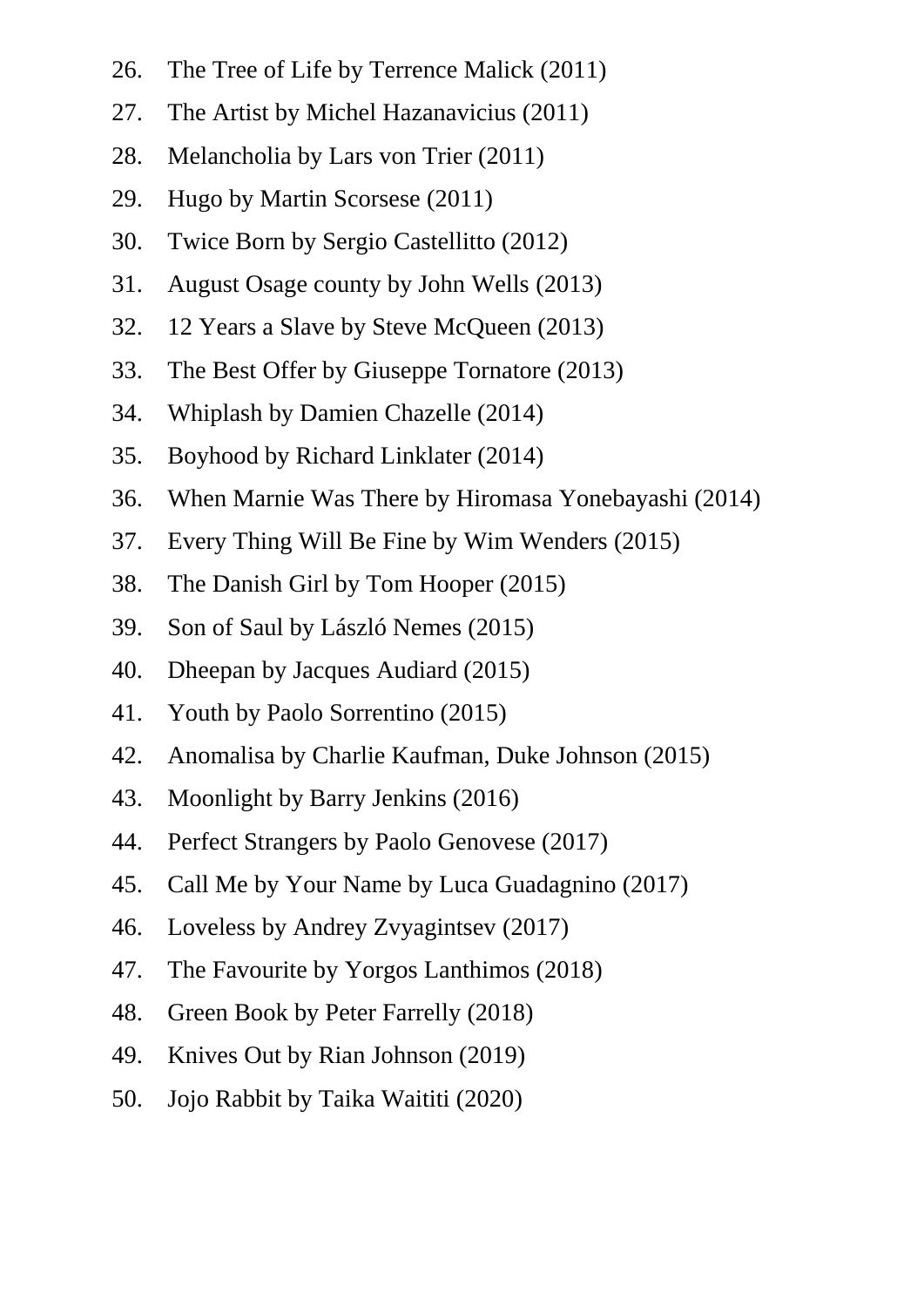26. The Tree of Life by Terrence Malick (2011)
27. The Artist by Michel Hazanavicius (2011)
28. Melancholia by Lars von Trier (2011)
29. Hugo by Martin Scorsese (2011)
30. Twice Born by Sergio Castellitto (2012)
31. August Osage county by John Wells (2013)
32. 12 Years a Slave by Steve McQueen (2013)
33. The Best Offer by Giuseppe Tornatore (2013)
34. Whiplash by Damien Chazelle (2014)
35. Boyhood by Richard Linklater (2014)
36. When Marnie Was There by Hiromasa Yonebayashi (2014)
37. Every Thing Will Be Fine by Wim Wenders (2015)
38. The Danish Girl by Tom Hooper (2015)
39. Son of Saul by László Nemes (2015)
40. Dheepan by Jacques Audiard (2015)
41. Youth by Paolo Sorrentino (2015)
42. Anomalisa by Charlie Kaufman, Duke Johnson (2015)
43. Moonlight by Barry Jenkins (2016)
44. Perfect Strangers by Paolo Genovese (2017)
45. Call Me by Your Name by Luca Guadagnino (2017)
46. Loveless by Andrey Zvyagintsev (2017)
47. The Favourite by Yorgos Lanthimos (2018)
48. Green Book by Peter Farrelly (2018)
49. Knives Out by Rian Johnson (2019)
50. Jojo Rabbit by Taika Waititi (2020)